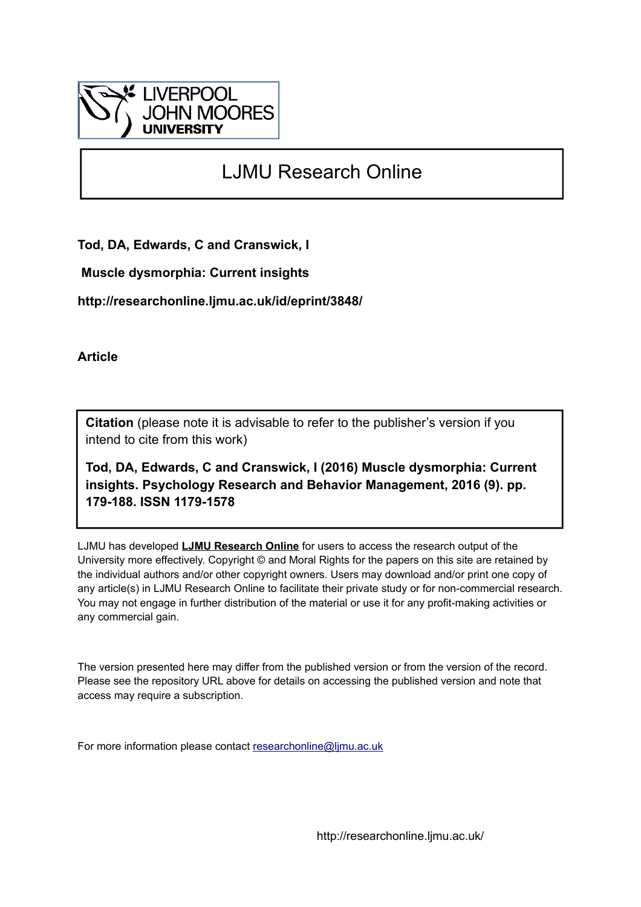LIVERPOOL JOHN MOORES UNIVERSITY

# LJMU Research Online

**Tod, DA, Edwards, C and Cranswick, I**

**Muscle dysmorphia: Current insights**

**http://researchonline.ljmu.ac.uk/id/eprint/3848/**

**Article**

**Citation** (please note it is advisable to refer to the publisher's version if you intend to cite from this work)

**Tod, DA, Edwards, C and Cranswick, I (2016) Muscle dysmorphia: Current insights. Psychology Research and Behavior Management, 2016 (9). pp. 179-188. ISSN 1179-1578**

LJMU has developed **LJMU Research Online** for users to access the research output of the University more effectively. Copyright © and Moral Rights for the papers on this site are retained by the individual authors and/or other copyright owners. Users may download and/or print one copy of any article(s) in LJMU Research Online to facilitate their private study or for non-commercial research. You may not engage in further distribution of the material or use it for any profit-making activities or any commercial gain.

The version presented here may differ from the published version or from the version of the record. Please see the repository URL above for details on accessing the published version and note that access may require a subscription.

For more information please contact researchonline@ljmu.ac.uk

http://researchonline.ljmu.ac.uk/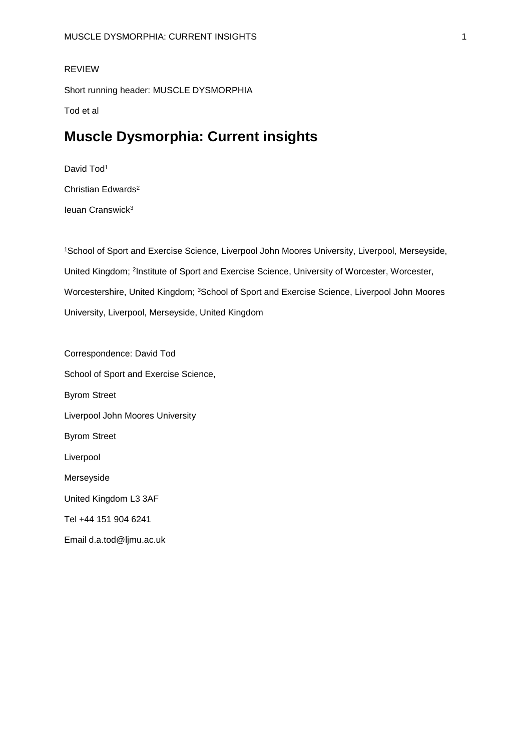REVIEW

Short running header: MUSCLE DYSMORPHIA

Tod et al

# Muscle Dysmorphia: Current insights

David Tod[1]

Christian Edwards[2]

Ieuan Cranswick[3]

[1]School of Sport and Exercise Science, Liverpool John Moores University, Liverpool, Merseyside, United Kingdom; [2]Institute of Sport and Exercise Science, University of Worcester, Worcester, Worcestershire, United Kingdom; [3]School of Sport and Exercise Science, Liverpool John Moores University, Liverpool, Merseyside, United Kingdom

Correspondence: David Tod

School of Sport and Exercise Science,

Byrom Street

Liverpool John Moores University

Byrom Street

Liverpool

Merseyside

United Kingdom L3 3AF

Tel +44 151 904 6241

Email d.a.tod@ljmu.ac.uk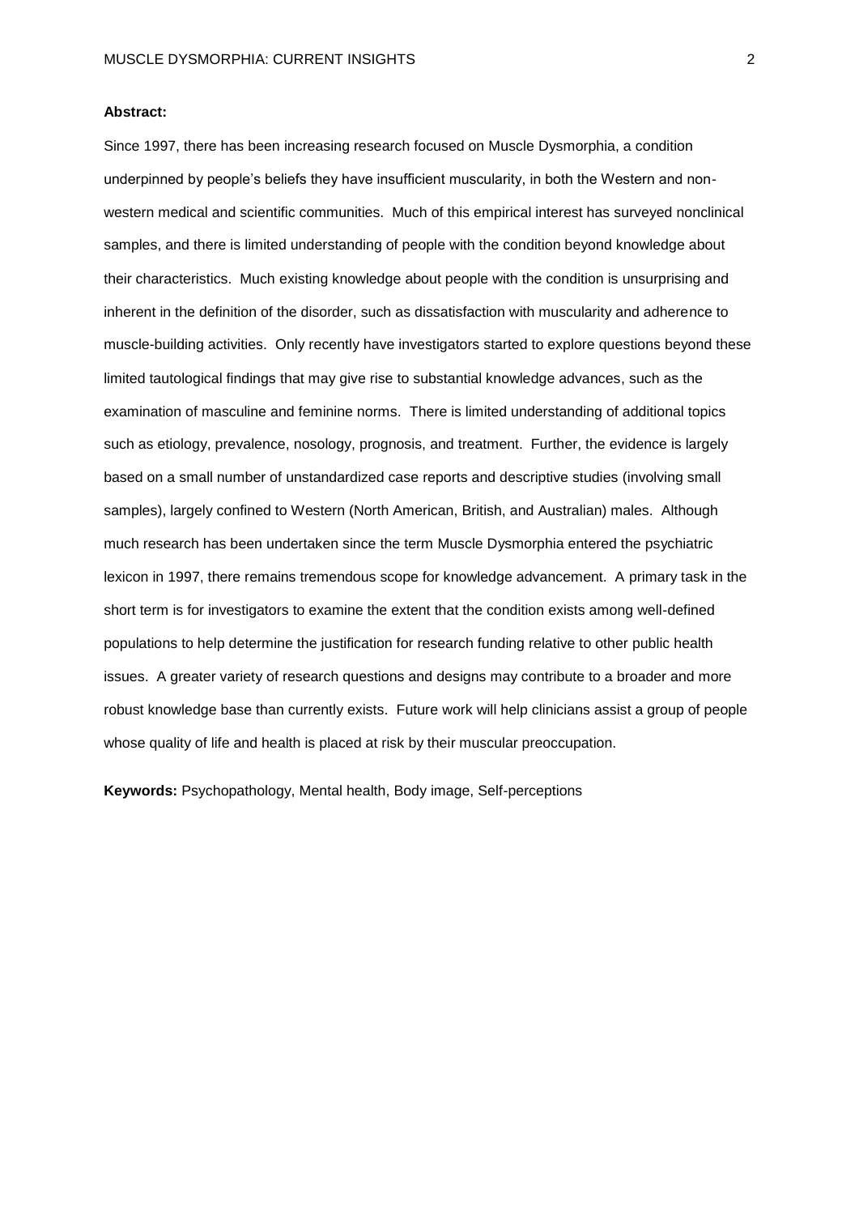**Abstract:**

Since 1997, there has been increasing research focused on Muscle Dysmorphia, a condition underpinned by people's beliefs they have insufficient muscularity, in both the Western and non-western medical and scientific communities. Much of this empirical interest has surveyed nonclinical samples, and there is limited understanding of people with the condition beyond knowledge about their characteristics. Much existing knowledge about people with the condition is unsurprising and inherent in the definition of the disorder, such as dissatisfaction with muscularity and adherence to muscle-building activities. Only recently have investigators started to explore questions beyond these limited tautological findings that may give rise to substantial knowledge advances, such as the examination of masculine and feminine norms. There is limited understanding of additional topics such as etiology, prevalence, nosology, prognosis, and treatment. Further, the evidence is largely based on a small number of unstandardized case reports and descriptive studies (involving small samples), largely confined to Western (North American, British, and Australian) males. Although much research has been undertaken since the term Muscle Dysmorphia entered the psychiatric lexicon in 1997, there remains tremendous scope for knowledge advancement. A primary task in the short term is for investigators to examine the extent that the condition exists among well-defined populations to help determine the justification for research funding relative to other public health issues. A greater variety of research questions and designs may contribute to a broader and more robust knowledge base than currently exists. Future work will help clinicians assist a group of people whose quality of life and health is placed at risk by their muscular preoccupation.

**Keywords:** Psychopathology, Mental health, Body image, Self-perceptions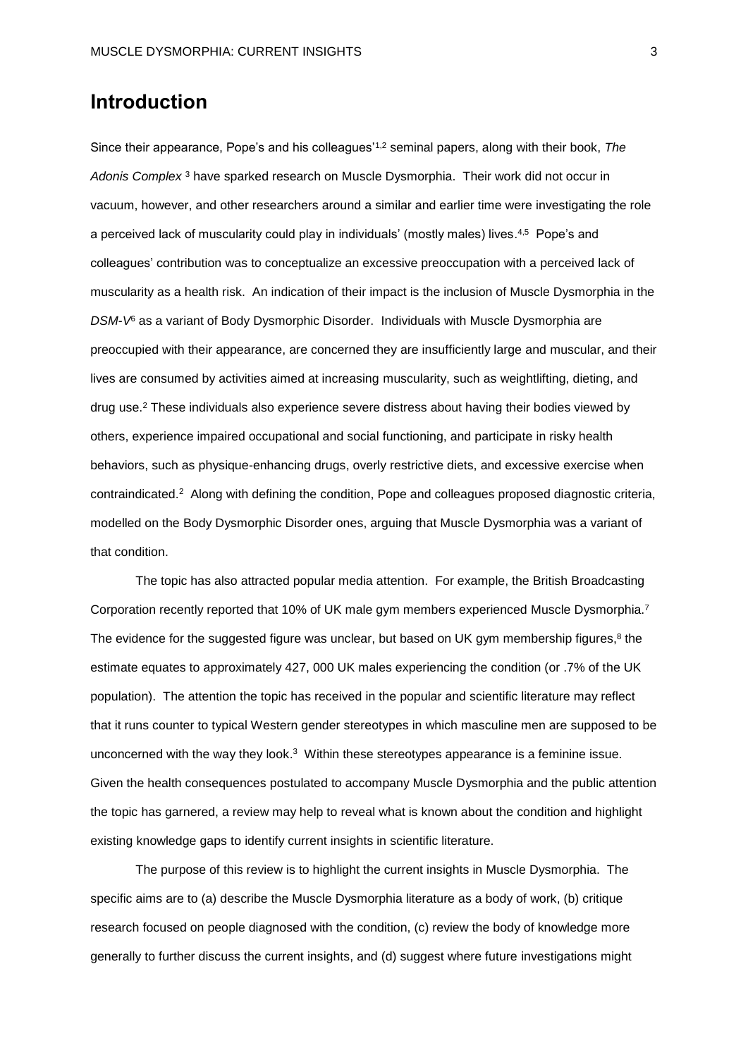# Introduction

Since their appearance, Pope's and his colleagues'[1,2] seminal papers, along with their book, *The Adonis Complex* [3] have sparked research on Muscle Dysmorphia. Their work did not occur in vacuum, however, and other researchers around a similar and earlier time were investigating the role a perceived lack of muscularity could play in individuals' (mostly males) lives.[4,5] Pope's and colleagues' contribution was to conceptualize an excessive preoccupation with a perceived lack of muscularity as a health risk. An indication of their impact is the inclusion of Muscle Dysmorphia in the *DSM-V*[6] as a variant of Body Dysmorphic Disorder. Individuals with Muscle Dysmorphia are preoccupied with their appearance, are concerned they are insufficiently large and muscular, and their lives are consumed by activities aimed at increasing muscularity, such as weightlifting, dieting, and drug use.[2] These individuals also experience severe distress about having their bodies viewed by others, experience impaired occupational and social functioning, and participate in risky health behaviors, such as physique-enhancing drugs, overly restrictive diets, and excessive exercise when contraindicated.[2] Along with defining the condition, Pope and colleagues proposed diagnostic criteria, modelled on the Body Dysmorphic Disorder ones, arguing that Muscle Dysmorphia was a variant of that condition.

The topic has also attracted popular media attention. For example, the British Broadcasting Corporation recently reported that 10% of UK male gym members experienced Muscle Dysmorphia.[7] The evidence for the suggested figure was unclear, but based on UK gym membership figures,[8] the estimate equates to approximately 427, 000 UK males experiencing the condition (or .7% of the UK population). The attention the topic has received in the popular and scientific literature may reflect that it runs counter to typical Western gender stereotypes in which masculine men are supposed to be unconcerned with the way they look.[3] Within these stereotypes appearance is a feminine issue. Given the health consequences postulated to accompany Muscle Dysmorphia and the public attention the topic has garnered, a review may help to reveal what is known about the condition and highlight existing knowledge gaps to identify current insights in scientific literature.

The purpose of this review is to highlight the current insights in Muscle Dysmorphia. The specific aims are to (a) describe the Muscle Dysmorphia literature as a body of work, (b) critique research focused on people diagnosed with the condition, (c) review the body of knowledge more generally to further discuss the current insights, and (d) suggest where future investigations might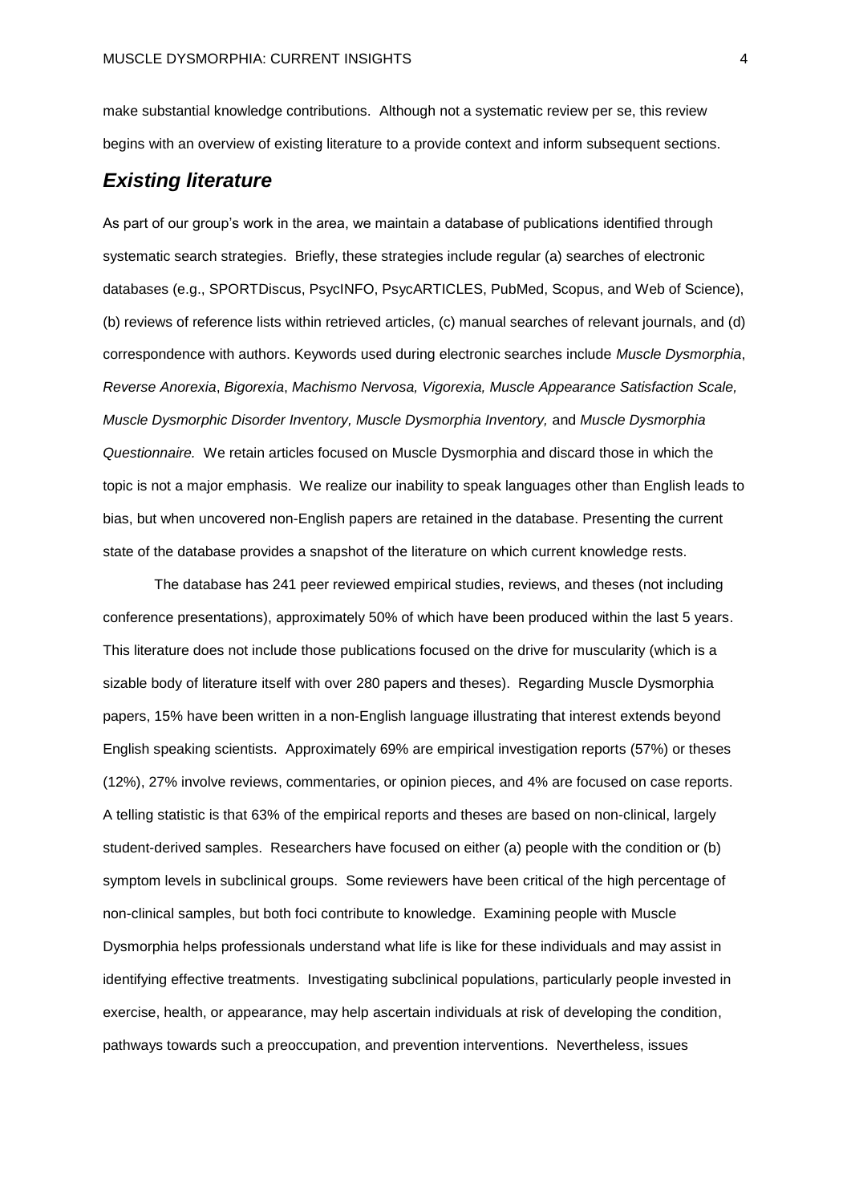make substantial knowledge contributions. Although not a systematic review per se, this review begins with an overview of existing literature to a provide context and inform subsequent sections.

## *Existing literature*

As part of our group's work in the area, we maintain a database of publications identified through systematic search strategies. Briefly, these strategies include regular (a) searches of electronic databases (e.g., SPORTDiscus, PsycINFO, PsycARTICLES, PubMed, Scopus, and Web of Science), (b) reviews of reference lists within retrieved articles, (c) manual searches of relevant journals, and (d) correspondence with authors. Keywords used during electronic searches include *Muscle Dysmorphia*, *Reverse Anorexia*, *Bigorexia*, *Machismo Nervosa, Vigorexia, Muscle Appearance Satisfaction Scale, Muscle Dysmorphic Disorder Inventory, Muscle Dysmorphia Inventory,* and *Muscle Dysmorphia Questionnaire.* We retain articles focused on Muscle Dysmorphia and discard those in which the topic is not a major emphasis. We realize our inability to speak languages other than English leads to bias, but when uncovered non-English papers are retained in the database. Presenting the current state of the database provides a snapshot of the literature on which current knowledge rests.

The database has 241 peer reviewed empirical studies, reviews, and theses (not including conference presentations), approximately 50% of which have been produced within the last 5 years. This literature does not include those publications focused on the drive for muscularity (which is a sizable body of literature itself with over 280 papers and theses). Regarding Muscle Dysmorphia papers, 15% have been written in a non-English language illustrating that interest extends beyond English speaking scientists. Approximately 69% are empirical investigation reports (57%) or theses (12%), 27% involve reviews, commentaries, or opinion pieces, and 4% are focused on case reports. A telling statistic is that 63% of the empirical reports and theses are based on non-clinical, largely student-derived samples. Researchers have focused on either (a) people with the condition or (b) symptom levels in subclinical groups. Some reviewers have been critical of the high percentage of non-clinical samples, but both foci contribute to knowledge. Examining people with Muscle Dysmorphia helps professionals understand what life is like for these individuals and may assist in identifying effective treatments. Investigating subclinical populations, particularly people invested in exercise, health, or appearance, may help ascertain individuals at risk of developing the condition, pathways towards such a preoccupation, and prevention interventions. Nevertheless, issues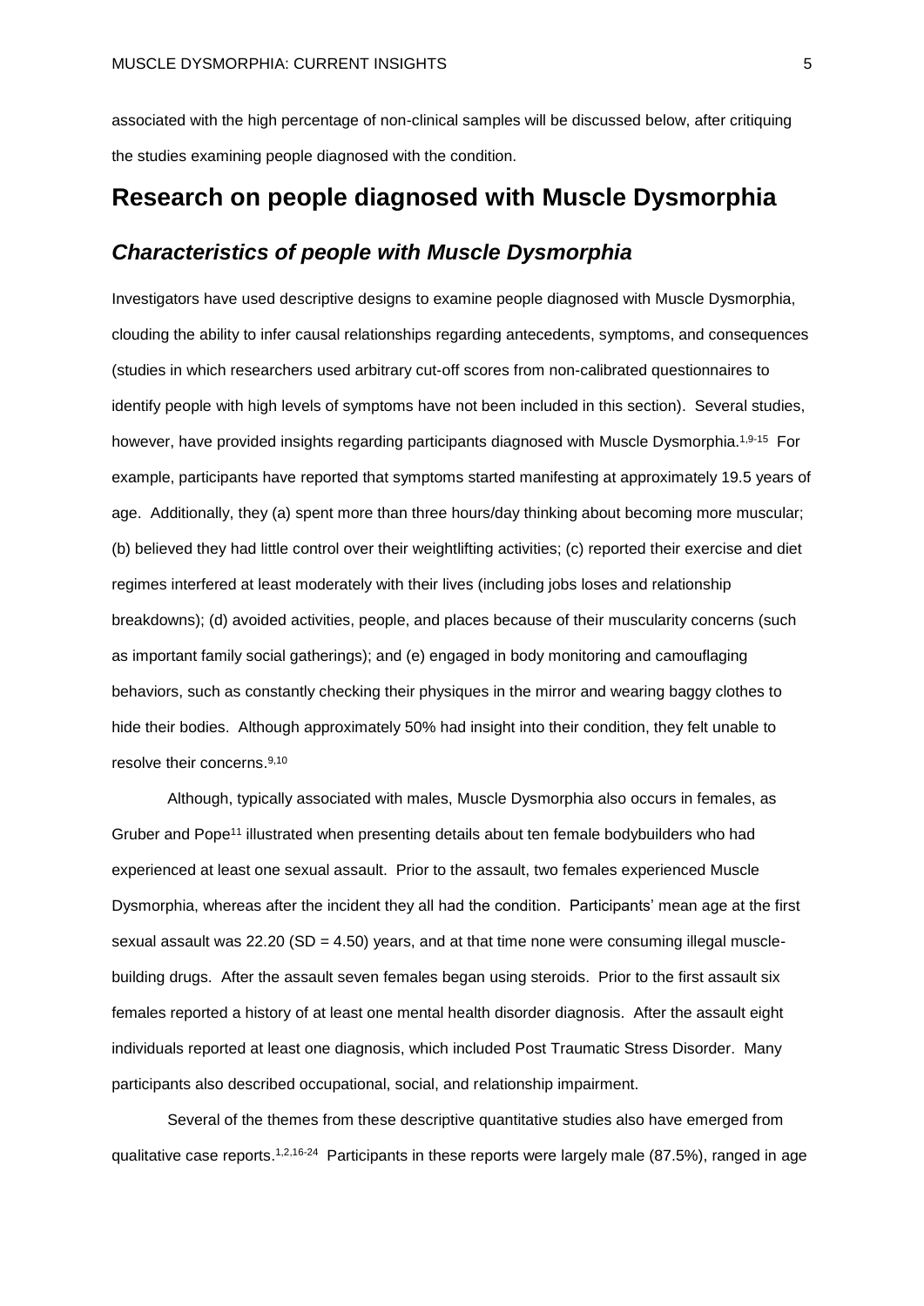associated with the high percentage of non-clinical samples will be discussed below, after critiquing the studies examining people diagnosed with the condition.

## Research on people diagnosed with Muscle Dysmorphia

### *Characteristics of people with Muscle Dysmorphia*

Investigators have used descriptive designs to examine people diagnosed with Muscle Dysmorphia, clouding the ability to infer causal relationships regarding antecedents, symptoms, and consequences (studies in which researchers used arbitrary cut-off scores from non-calibrated questionnaires to identify people with high levels of symptoms have not been included in this section). Several studies, however, have provided insights regarding participants diagnosed with Muscle Dysmorphia.[1,9-15] For example, participants have reported that symptoms started manifesting at approximately 19.5 years of age. Additionally, they (a) spent more than three hours/day thinking about becoming more muscular; (b) believed they had little control over their weightlifting activities; (c) reported their exercise and diet regimes interfered at least moderately with their lives (including jobs loses and relationship breakdowns); (d) avoided activities, people, and places because of their muscularity concerns (such as important family social gatherings); and (e) engaged in body monitoring and camouflaging behaviors, such as constantly checking their physiques in the mirror and wearing baggy clothes to hide their bodies. Although approximately 50% had insight into their condition, they felt unable to resolve their concerns.[9,10]

Although, typically associated with males, Muscle Dysmorphia also occurs in females, as Gruber and Pope[11] illustrated when presenting details about ten female bodybuilders who had experienced at least one sexual assault. Prior to the assault, two females experienced Muscle Dysmorphia, whereas after the incident they all had the condition. Participants' mean age at the first sexual assault was 22.20 (SD = 4.50) years, and at that time none were consuming illegal muscle-building drugs. After the assault seven females began using steroids. Prior to the first assault six females reported a history of at least one mental health disorder diagnosis. After the assault eight individuals reported at least one diagnosis, which included Post Traumatic Stress Disorder. Many participants also described occupational, social, and relationship impairment.

Several of the themes from these descriptive quantitative studies also have emerged from qualitative case reports.[1,2,16-24] Participants in these reports were largely male (87.5%), ranged in age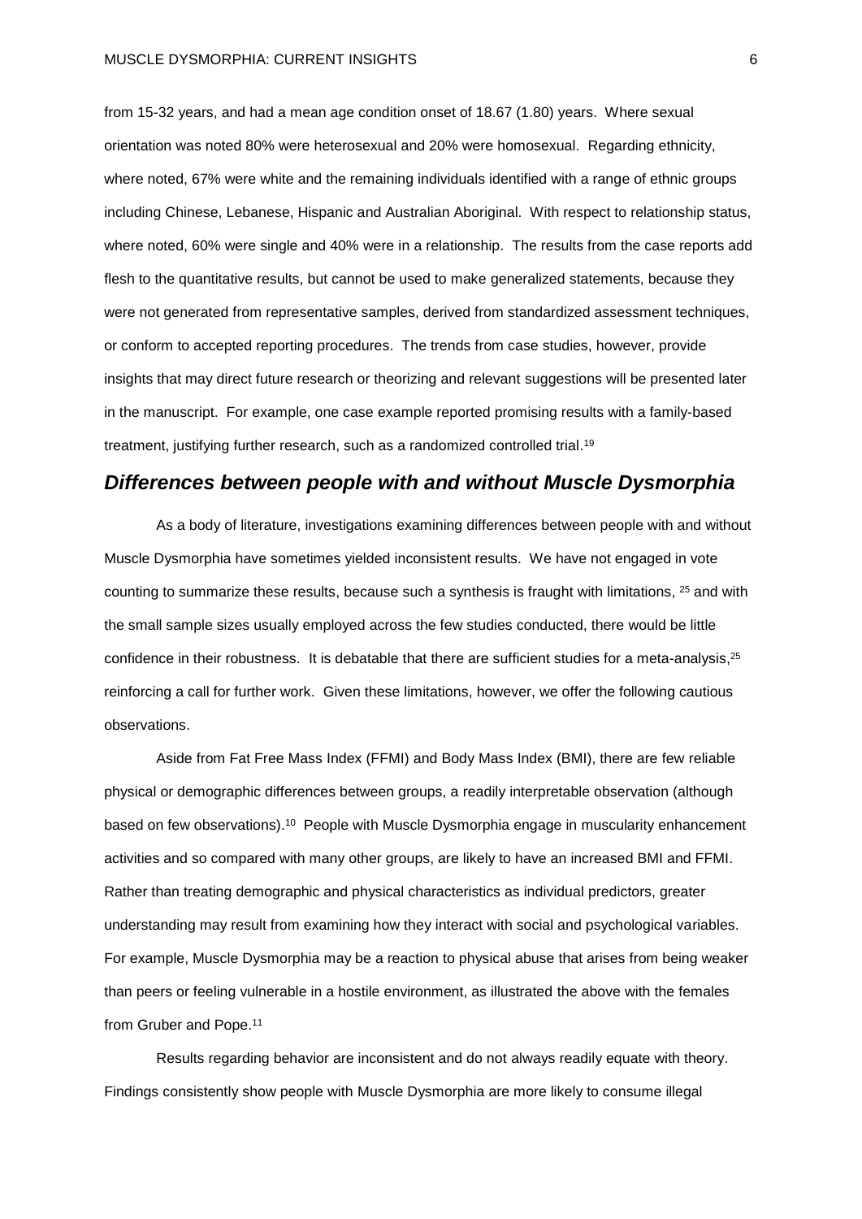from 15-32 years, and had a mean age condition onset of 18.67 (1.80) years. Where sexual orientation was noted 80% were heterosexual and 20% were homosexual. Regarding ethnicity, where noted, 67% were white and the remaining individuals identified with a range of ethnic groups including Chinese, Lebanese, Hispanic and Australian Aboriginal. With respect to relationship status, where noted, 60% were single and 40% were in a relationship. The results from the case reports add flesh to the quantitative results, but cannot be used to make generalized statements, because they were not generated from representative samples, derived from standardized assessment techniques, or conform to accepted reporting procedures. The trends from case studies, however, provide insights that may direct future research or theorizing and relevant suggestions will be presented later in the manuscript. For example, one case example reported promising results with a family-based treatment, justifying further research, such as a randomized controlled trial.[19]

## *Differences between people with and without Muscle Dysmorphia*

As a body of literature, investigations examining differences between people with and without Muscle Dysmorphia have sometimes yielded inconsistent results. We have not engaged in vote counting to summarize these results, because such a synthesis is fraught with limitations, [25] and with the small sample sizes usually employed across the few studies conducted, there would be little confidence in their robustness. It is debatable that there are sufficient studies for a meta-analysis,[25] reinforcing a call for further work. Given these limitations, however, we offer the following cautious observations.

Aside from Fat Free Mass Index (FFMI) and Body Mass Index (BMI), there are few reliable physical or demographic differences between groups, a readily interpretable observation (although based on few observations).[10] People with Muscle Dysmorphia engage in muscularity enhancement activities and so compared with many other groups, are likely to have an increased BMI and FFMI. Rather than treating demographic and physical characteristics as individual predictors, greater understanding may result from examining how they interact with social and psychological variables. For example, Muscle Dysmorphia may be a reaction to physical abuse that arises from being weaker than peers or feeling vulnerable in a hostile environment, as illustrated the above with the females from Gruber and Pope.[11]

Results regarding behavior are inconsistent and do not always readily equate with theory. Findings consistently show people with Muscle Dysmorphia are more likely to consume illegal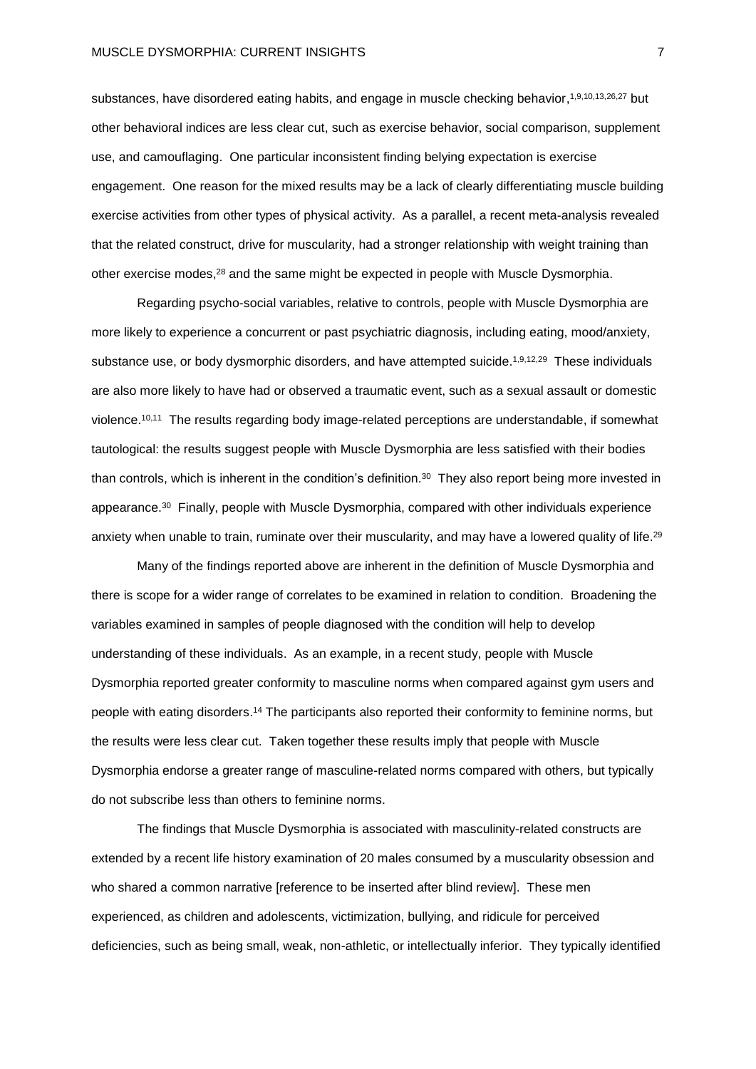substances, have disordered eating habits, and engage in muscle checking behavior,[1,9,10,13,26,27] but other behavioral indices are less clear cut, such as exercise behavior, social comparison, supplement use, and camouflaging. One particular inconsistent finding belying expectation is exercise engagement. One reason for the mixed results may be a lack of clearly differentiating muscle building exercise activities from other types of physical activity. As a parallel, a recent meta-analysis revealed that the related construct, drive for muscularity, had a stronger relationship with weight training than other exercise modes,[28] and the same might be expected in people with Muscle Dysmorphia.

Regarding psycho-social variables, relative to controls, people with Muscle Dysmorphia are more likely to experience a concurrent or past psychiatric diagnosis, including eating, mood/anxiety, substance use, or body dysmorphic disorders, and have attempted suicide.[1,9,12,29] These individuals are also more likely to have had or observed a traumatic event, such as a sexual assault or domestic violence.[10,11] The results regarding body image-related perceptions are understandable, if somewhat tautological: the results suggest people with Muscle Dysmorphia are less satisfied with their bodies than controls, which is inherent in the condition's definition.[30] They also report being more invested in appearance.[30] Finally, people with Muscle Dysmorphia, compared with other individuals experience anxiety when unable to train, ruminate over their muscularity, and may have a lowered quality of life.[29]

Many of the findings reported above are inherent in the definition of Muscle Dysmorphia and there is scope for a wider range of correlates to be examined in relation to condition. Broadening the variables examined in samples of people diagnosed with the condition will help to develop understanding of these individuals. As an example, in a recent study, people with Muscle Dysmorphia reported greater conformity to masculine norms when compared against gym users and people with eating disorders.[14] The participants also reported their conformity to feminine norms, but the results were less clear cut. Taken together these results imply that people with Muscle Dysmorphia endorse a greater range of masculine-related norms compared with others, but typically do not subscribe less than others to feminine norms.

The findings that Muscle Dysmorphia is associated with masculinity-related constructs are extended by a recent life history examination of 20 males consumed by a muscularity obsession and who shared a common narrative [reference to be inserted after blind review]. These men experienced, as children and adolescents, victimization, bullying, and ridicule for perceived deficiencies, such as being small, weak, non-athletic, or intellectually inferior. They typically identified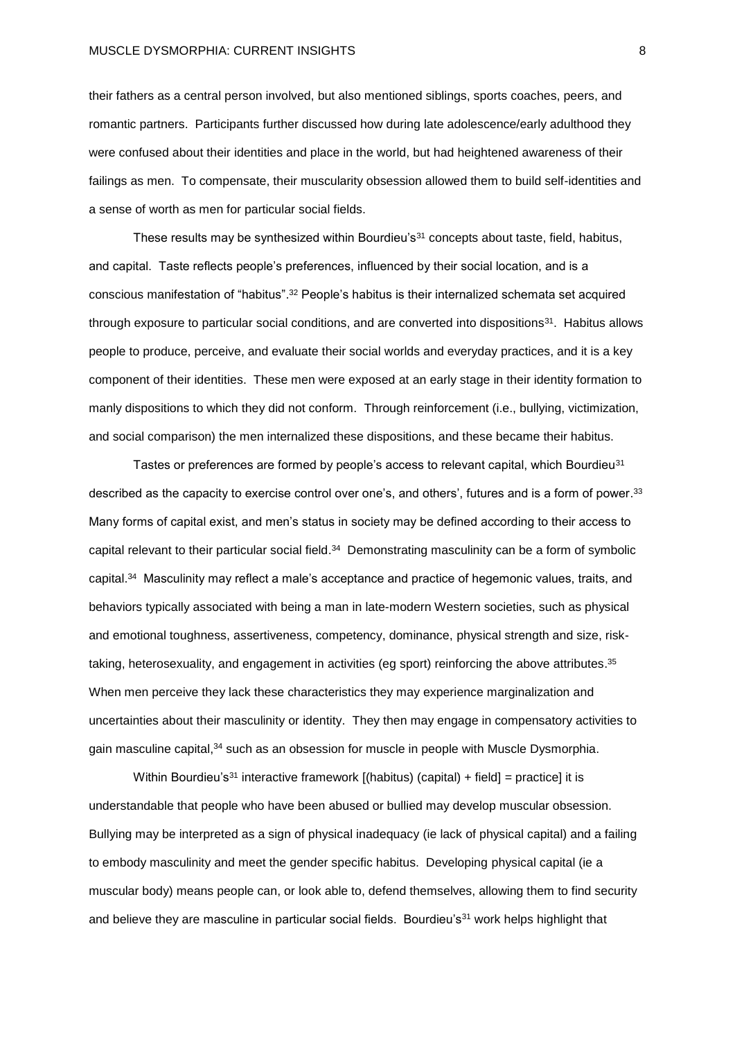their fathers as a central person involved, but also mentioned siblings, sports coaches, peers, and romantic partners. Participants further discussed how during late adolescence/early adulthood they were confused about their identities and place in the world, but had heightened awareness of their failings as men. To compensate, their muscularity obsession allowed them to build self-identities and a sense of worth as men for particular social fields.

These results may be synthesized within Bourdieu's[31] concepts about taste, field, habitus, and capital. Taste reflects people's preferences, influenced by their social location, and is a conscious manifestation of "habitus".[32] People's habitus is their internalized schemata set acquired through exposure to particular social conditions, and are converted into dispositions[31]. Habitus allows people to produce, perceive, and evaluate their social worlds and everyday practices, and it is a key component of their identities. These men were exposed at an early stage in their identity formation to manly dispositions to which they did not conform. Through reinforcement (i.e., bullying, victimization, and social comparison) the men internalized these dispositions, and these became their habitus.

Tastes or preferences are formed by people's access to relevant capital, which Bourdieu[31] described as the capacity to exercise control over one's, and others', futures and is a form of power.[33] Many forms of capital exist, and men's status in society may be defined according to their access to capital relevant to their particular social field.[34] Demonstrating masculinity can be a form of symbolic capital.[34] Masculinity may reflect a male's acceptance and practice of hegemonic values, traits, and behaviors typically associated with being a man in late-modern Western societies, such as physical and emotional toughness, assertiveness, competency, dominance, physical strength and size, risk-taking, heterosexuality, and engagement in activities (eg sport) reinforcing the above attributes.[35] When men perceive they lack these characteristics they may experience marginalization and uncertainties about their masculinity or identity. They then may engage in compensatory activities to gain masculine capital,[34] such as an obsession for muscle in people with Muscle Dysmorphia.

Within Bourdieu's[31] interactive framework [(habitus) (capital) + field] = practice] it is understandable that people who have been abused or bullied may develop muscular obsession. Bullying may be interpreted as a sign of physical inadequacy (ie lack of physical capital) and a failing to embody masculinity and meet the gender specific habitus. Developing physical capital (ie a muscular body) means people can, or look able to, defend themselves, allowing them to find security and believe they are masculine in particular social fields. Bourdieu's[31] work helps highlight that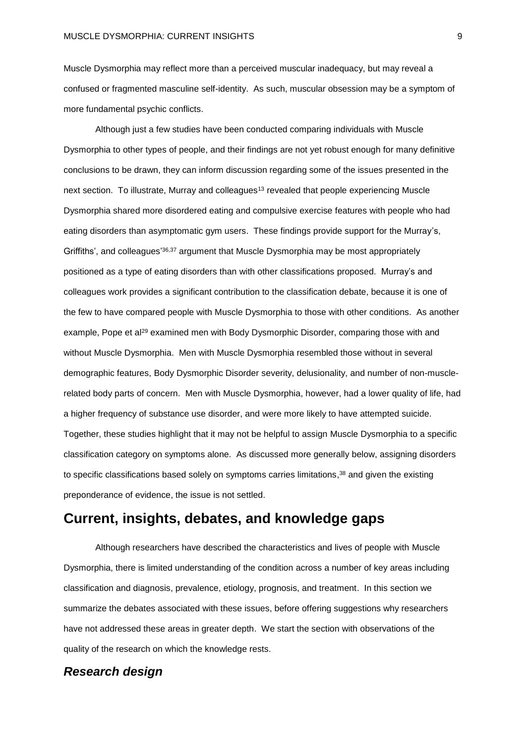Muscle Dysmorphia may reflect more than a perceived muscular inadequacy, but may reveal a confused or fragmented masculine self-identity. As such, muscular obsession may be a symptom of more fundamental psychic conflicts.

Although just a few studies have been conducted comparing individuals with Muscle Dysmorphia to other types of people, and their findings are not yet robust enough for many definitive conclusions to be drawn, they can inform discussion regarding some of the issues presented in the next section. To illustrate, Murray and colleagues[13] revealed that people experiencing Muscle Dysmorphia shared more disordered eating and compulsive exercise features with people who had eating disorders than asymptomatic gym users. These findings provide support for the Murray's, Griffiths', and colleagues'[36,37] argument that Muscle Dysmorphia may be most appropriately positioned as a type of eating disorders than with other classifications proposed. Murray's and colleagues work provides a significant contribution to the classification debate, because it is one of the few to have compared people with Muscle Dysmorphia to those with other conditions. As another example, Pope et al[29] examined men with Body Dysmorphic Disorder, comparing those with and without Muscle Dysmorphia. Men with Muscle Dysmorphia resembled those without in several demographic features, Body Dysmorphic Disorder severity, delusionality, and number of non-muscle-related body parts of concern. Men with Muscle Dysmorphia, however, had a lower quality of life, had a higher frequency of substance use disorder, and were more likely to have attempted suicide. Together, these studies highlight that it may not be helpful to assign Muscle Dysmorphia to a specific classification category on symptoms alone. As discussed more generally below, assigning disorders to specific classifications based solely on symptoms carries limitations,[38] and given the existing preponderance of evidence, the issue is not settled.

## Current, insights, debates, and knowledge gaps

Although researchers have described the characteristics and lives of people with Muscle Dysmorphia, there is limited understanding of the condition across a number of key areas including classification and diagnosis, prevalence, etiology, prognosis, and treatment. In this section we summarize the debates associated with these issues, before offering suggestions why researchers have not addressed these areas in greater depth. We start the section with observations of the quality of the research on which the knowledge rests.

### *Research design*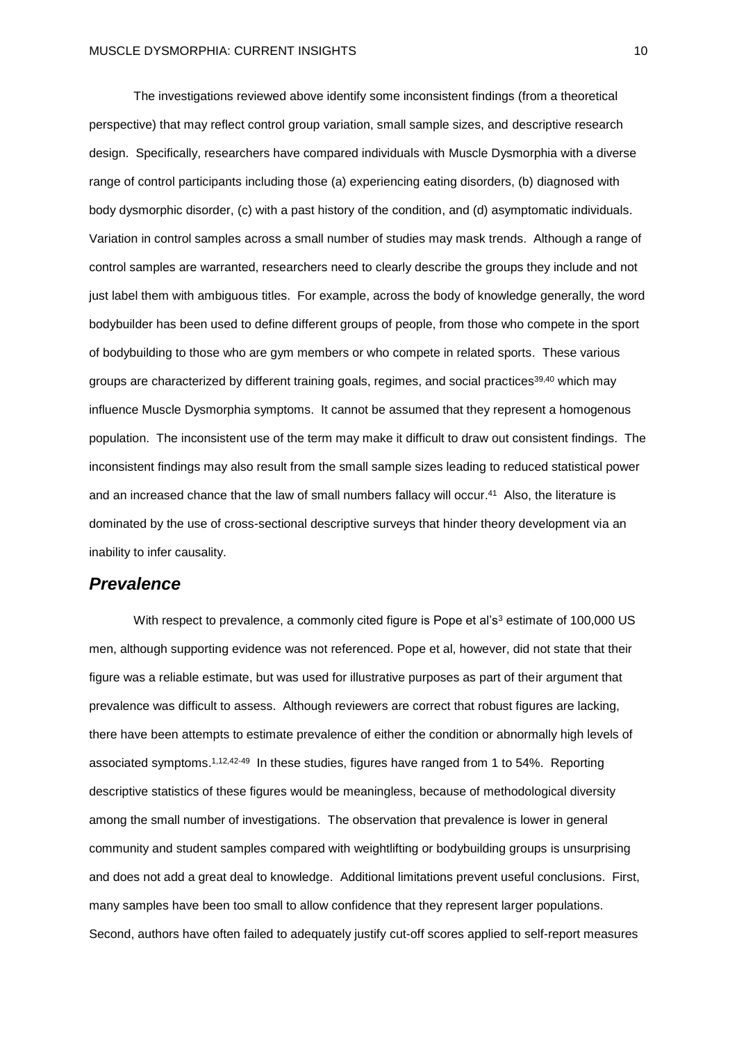The investigations reviewed above identify some inconsistent findings (from a theoretical perspective) that may reflect control group variation, small sample sizes, and descriptive research design. Specifically, researchers have compared individuals with Muscle Dysmorphia with a diverse range of control participants including those (a) experiencing eating disorders, (b) diagnosed with body dysmorphic disorder, (c) with a past history of the condition, and (d) asymptomatic individuals. Variation in control samples across a small number of studies may mask trends. Although a range of control samples are warranted, researchers need to clearly describe the groups they include and not just label them with ambiguous titles. For example, across the body of knowledge generally, the word bodybuilder has been used to define different groups of people, from those who compete in the sport of bodybuilding to those who are gym members or who compete in related sports. These various groups are characterized by different training goals, regimes, and social practices[39,40] which may influence Muscle Dysmorphia symptoms. It cannot be assumed that they represent a homogenous population. The inconsistent use of the term may make it difficult to draw out consistent findings. The inconsistent findings may also result from the small sample sizes leading to reduced statistical power and an increased chance that the law of small numbers fallacy will occur.[41] Also, the literature is dominated by the use of cross-sectional descriptive surveys that hinder theory development via an inability to infer causality.

## *Prevalence*

With respect to prevalence, a commonly cited figure is Pope et al's[3] estimate of 100,000 US men, although supporting evidence was not referenced. Pope et al, however, did not state that their figure was a reliable estimate, but was used for illustrative purposes as part of their argument that prevalence was difficult to assess. Although reviewers are correct that robust figures are lacking, there have been attempts to estimate prevalence of either the condition or abnormally high levels of associated symptoms.[1,12,42-49] In these studies, figures have ranged from 1 to 54%. Reporting descriptive statistics of these figures would be meaningless, because of methodological diversity among the small number of investigations. The observation that prevalence is lower in general community and student samples compared with weightlifting or bodybuilding groups is unsurprising and does not add a great deal to knowledge. Additional limitations prevent useful conclusions. First, many samples have been too small to allow confidence that they represent larger populations. Second, authors have often failed to adequately justify cut-off scores applied to self-report measures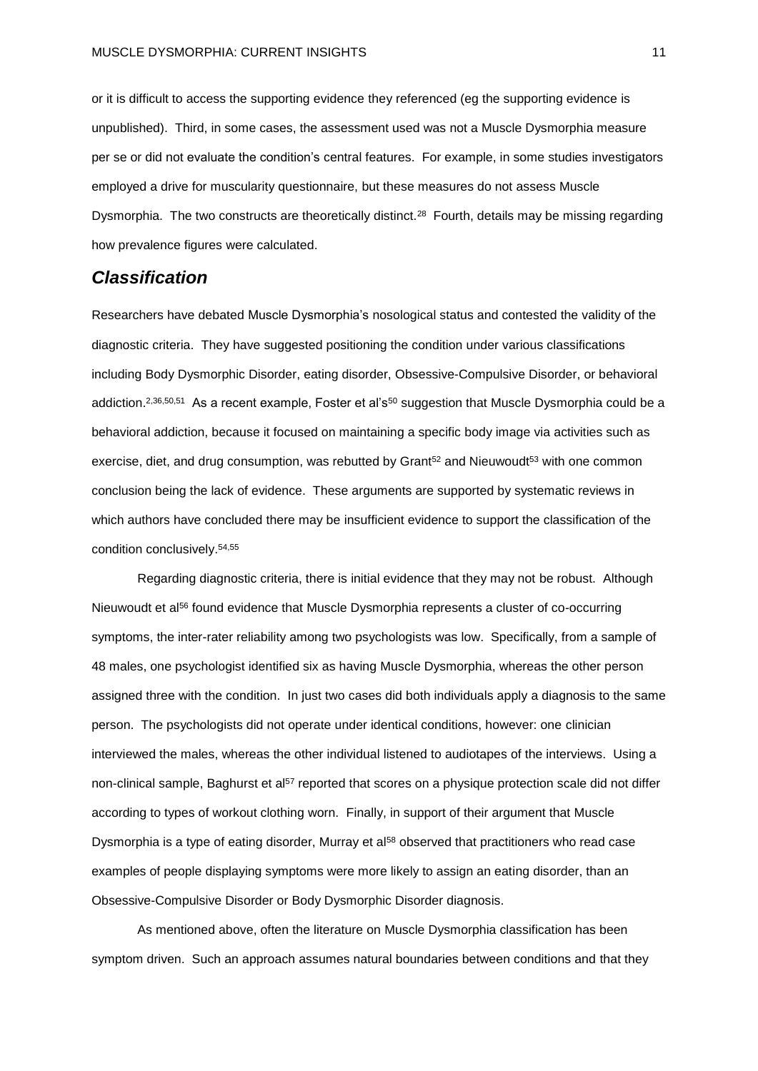or it is difficult to access the supporting evidence they referenced (eg the supporting evidence is unpublished). Third, in some cases, the assessment used was not a Muscle Dysmorphia measure per se or did not evaluate the condition's central features. For example, in some studies investigators employed a drive for muscularity questionnaire, but these measures do not assess Muscle Dysmorphia. The two constructs are theoretically distinct.[28] Fourth, details may be missing regarding how prevalence figures were calculated.

## *Classification*

Researchers have debated Muscle Dysmorphia's nosological status and contested the validity of the diagnostic criteria. They have suggested positioning the condition under various classifications including Body Dysmorphic Disorder, eating disorder, Obsessive-Compulsive Disorder, or behavioral addiction.[2,36,50,51] As a recent example, Foster et al's[50] suggestion that Muscle Dysmorphia could be a behavioral addiction, because it focused on maintaining a specific body image via activities such as exercise, diet, and drug consumption, was rebutted by Grant[52] and Nieuwoudt[53] with one common conclusion being the lack of evidence. These arguments are supported by systematic reviews in which authors have concluded there may be insufficient evidence to support the classification of the condition conclusively.[54,55]

Regarding diagnostic criteria, there is initial evidence that they may not be robust. Although Nieuwoudt et al[56] found evidence that Muscle Dysmorphia represents a cluster of co-occurring symptoms, the inter-rater reliability among two psychologists was low. Specifically, from a sample of 48 males, one psychologist identified six as having Muscle Dysmorphia, whereas the other person assigned three with the condition. In just two cases did both individuals apply a diagnosis to the same person. The psychologists did not operate under identical conditions, however: one clinician interviewed the males, whereas the other individual listened to audiotapes of the interviews. Using a non-clinical sample, Baghurst et al[57] reported that scores on a physique protection scale did not differ according to types of workout clothing worn. Finally, in support of their argument that Muscle Dysmorphia is a type of eating disorder, Murray et al[58] observed that practitioners who read case examples of people displaying symptoms were more likely to assign an eating disorder, than an Obsessive-Compulsive Disorder or Body Dysmorphic Disorder diagnosis.

As mentioned above, often the literature on Muscle Dysmorphia classification has been symptom driven. Such an approach assumes natural boundaries between conditions and that they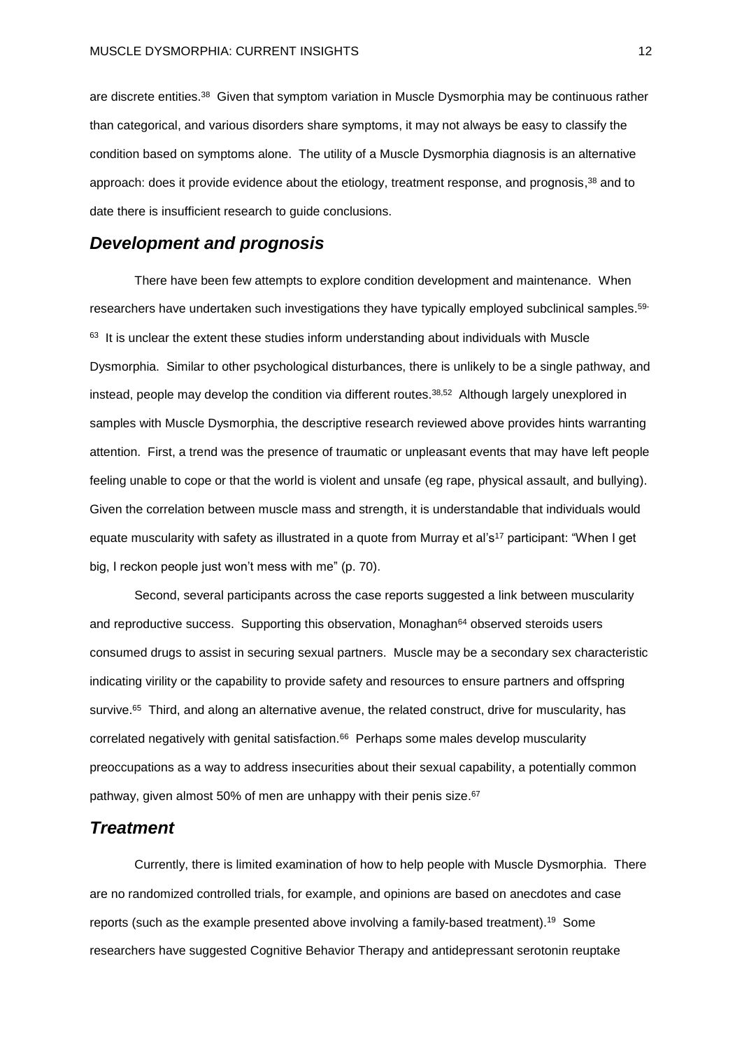are discrete entities.[38] Given that symptom variation in Muscle Dysmorphia may be continuous rather than categorical, and various disorders share symptoms, it may not always be easy to classify the condition based on symptoms alone. The utility of a Muscle Dysmorphia diagnosis is an alternative approach: does it provide evidence about the etiology, treatment response, and prognosis,[38] and to date there is insufficient research to guide conclusions.

## *Development and prognosis*

There have been few attempts to explore condition development and maintenance. When researchers have undertaken such investigations they have typically employed subclinical samples.[59-63] It is unclear the extent these studies inform understanding about individuals with Muscle Dysmorphia. Similar to other psychological disturbances, there is unlikely to be a single pathway, and instead, people may develop the condition via different routes.[38,52] Although largely unexplored in samples with Muscle Dysmorphia, the descriptive research reviewed above provides hints warranting attention. First, a trend was the presence of traumatic or unpleasant events that may have left people feeling unable to cope or that the world is violent and unsafe (eg rape, physical assault, and bullying). Given the correlation between muscle mass and strength, it is understandable that individuals would equate muscularity with safety as illustrated in a quote from Murray et al's[17] participant: "When I get big, I reckon people just won't mess with me" (p. 70).

Second, several participants across the case reports suggested a link between muscularity and reproductive success. Supporting this observation, Monaghan[64] observed steroids users consumed drugs to assist in securing sexual partners. Muscle may be a secondary sex characteristic indicating virility or the capability to provide safety and resources to ensure partners and offspring survive.[65] Third, and along an alternative avenue, the related construct, drive for muscularity, has correlated negatively with genital satisfaction.[66] Perhaps some males develop muscularity preoccupations as a way to address insecurities about their sexual capability, a potentially common pathway, given almost 50% of men are unhappy with their penis size.[67]

## *Treatment*

Currently, there is limited examination of how to help people with Muscle Dysmorphia. There are no randomized controlled trials, for example, and opinions are based on anecdotes and case reports (such as the example presented above involving a family-based treatment).[19] Some researchers have suggested Cognitive Behavior Therapy and antidepressant serotonin reuptake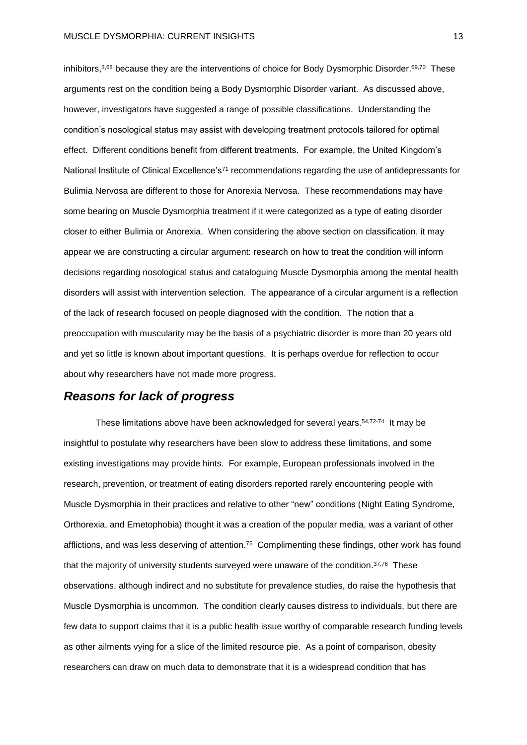inhibitors,[3,68] because they are the interventions of choice for Body Dysmorphic Disorder.[69,70] These arguments rest on the condition being a Body Dysmorphic Disorder variant. As discussed above, however, investigators have suggested a range of possible classifications. Understanding the condition's nosological status may assist with developing treatment protocols tailored for optimal effect. Different conditions benefit from different treatments. For example, the United Kingdom's National Institute of Clinical Excellence's[71] recommendations regarding the use of antidepressants for Bulimia Nervosa are different to those for Anorexia Nervosa. These recommendations may have some bearing on Muscle Dysmorphia treatment if it were categorized as a type of eating disorder closer to either Bulimia or Anorexia. When considering the above section on classification, it may appear we are constructing a circular argument: research on how to treat the condition will inform decisions regarding nosological status and cataloguing Muscle Dysmorphia among the mental health disorders will assist with intervention selection. The appearance of a circular argument is a reflection of the lack of research focused on people diagnosed with the condition. The notion that a preoccupation with muscularity may be the basis of a psychiatric disorder is more than 20 years old and yet so little is known about important questions. It is perhaps overdue for reflection to occur about why researchers have not made more progress.

## *Reasons for lack of progress*

These limitations above have been acknowledged for several years.[54,72-74] It may be insightful to postulate why researchers have been slow to address these limitations, and some existing investigations may provide hints. For example, European professionals involved in the research, prevention, or treatment of eating disorders reported rarely encountering people with Muscle Dysmorphia in their practices and relative to other "new" conditions (Night Eating Syndrome, Orthorexia, and Emetophobia) thought it was a creation of the popular media, was a variant of other afflictions, and was less deserving of attention.[75] Complimenting these findings, other work has found that the majority of university students surveyed were unaware of the condition.[37,76] These observations, although indirect and no substitute for prevalence studies, do raise the hypothesis that Muscle Dysmorphia is uncommon. The condition clearly causes distress to individuals, but there are few data to support claims that it is a public health issue worthy of comparable research funding levels as other ailments vying for a slice of the limited resource pie. As a point of comparison, obesity researchers can draw on much data to demonstrate that it is a widespread condition that has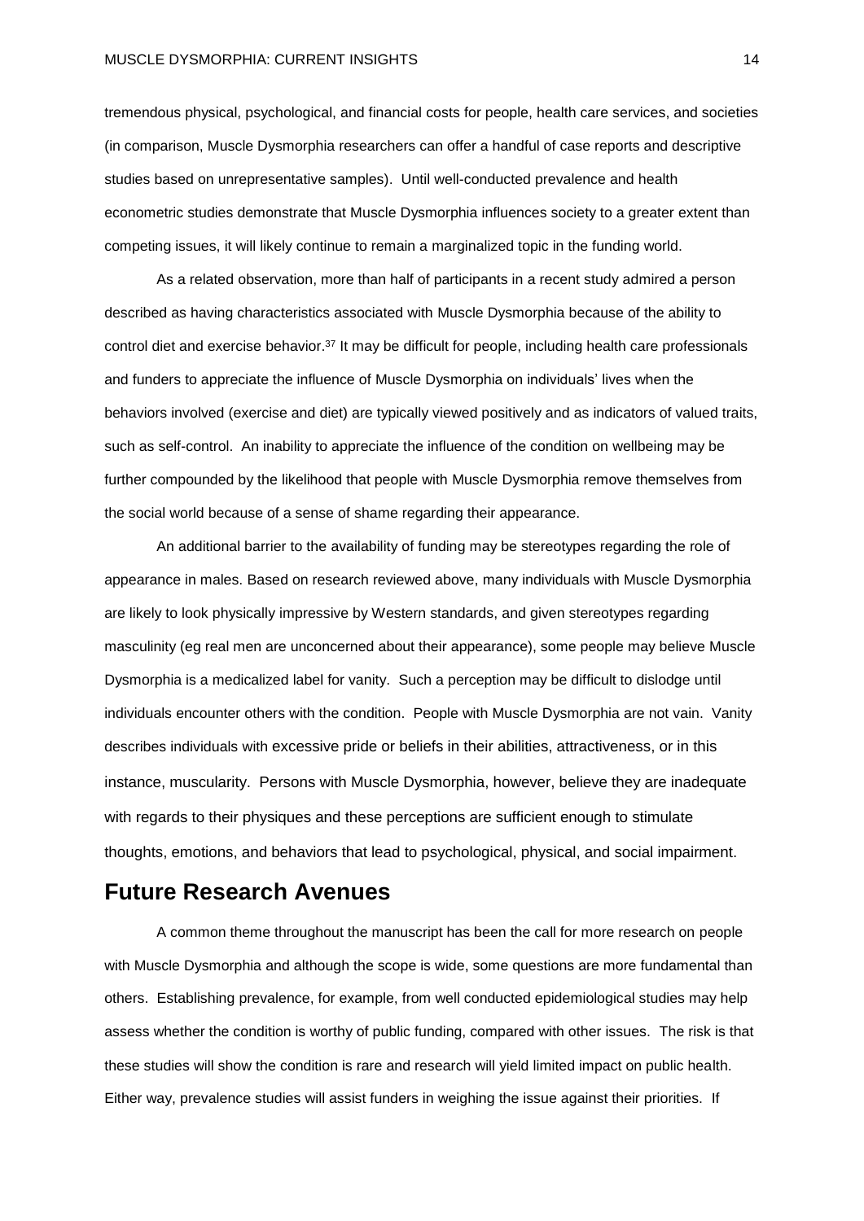tremendous physical, psychological, and financial costs for people, health care services, and societies (in comparison, Muscle Dysmorphia researchers can offer a handful of case reports and descriptive studies based on unrepresentative samples). Until well-conducted prevalence and health econometric studies demonstrate that Muscle Dysmorphia influences society to a greater extent than competing issues, it will likely continue to remain a marginalized topic in the funding world.

As a related observation, more than half of participants in a recent study admired a person described as having characteristics associated with Muscle Dysmorphia because of the ability to control diet and exercise behavior.[37] It may be difficult for people, including health care professionals and funders to appreciate the influence of Muscle Dysmorphia on individuals' lives when the behaviors involved (exercise and diet) are typically viewed positively and as indicators of valued traits, such as self-control. An inability to appreciate the influence of the condition on wellbeing may be further compounded by the likelihood that people with Muscle Dysmorphia remove themselves from the social world because of a sense of shame regarding their appearance.

An additional barrier to the availability of funding may be stereotypes regarding the role of appearance in males. Based on research reviewed above, many individuals with Muscle Dysmorphia are likely to look physically impressive by Western standards, and given stereotypes regarding masculinity (eg real men are unconcerned about their appearance), some people may believe Muscle Dysmorphia is a medicalized label for vanity. Such a perception may be difficult to dislodge until individuals encounter others with the condition. People with Muscle Dysmorphia are not vain. Vanity describes individuals with excessive pride or beliefs in their abilities, attractiveness, or in this instance, muscularity. Persons with Muscle Dysmorphia, however, believe they are inadequate with regards to their physiques and these perceptions are sufficient enough to stimulate thoughts, emotions, and behaviors that lead to psychological, physical, and social impairment.

## Future Research Avenues

A common theme throughout the manuscript has been the call for more research on people with Muscle Dysmorphia and although the scope is wide, some questions are more fundamental than others. Establishing prevalence, for example, from well conducted epidemiological studies may help assess whether the condition is worthy of public funding, compared with other issues. The risk is that these studies will show the condition is rare and research will yield limited impact on public health. Either way, prevalence studies will assist funders in weighing the issue against their priorities. If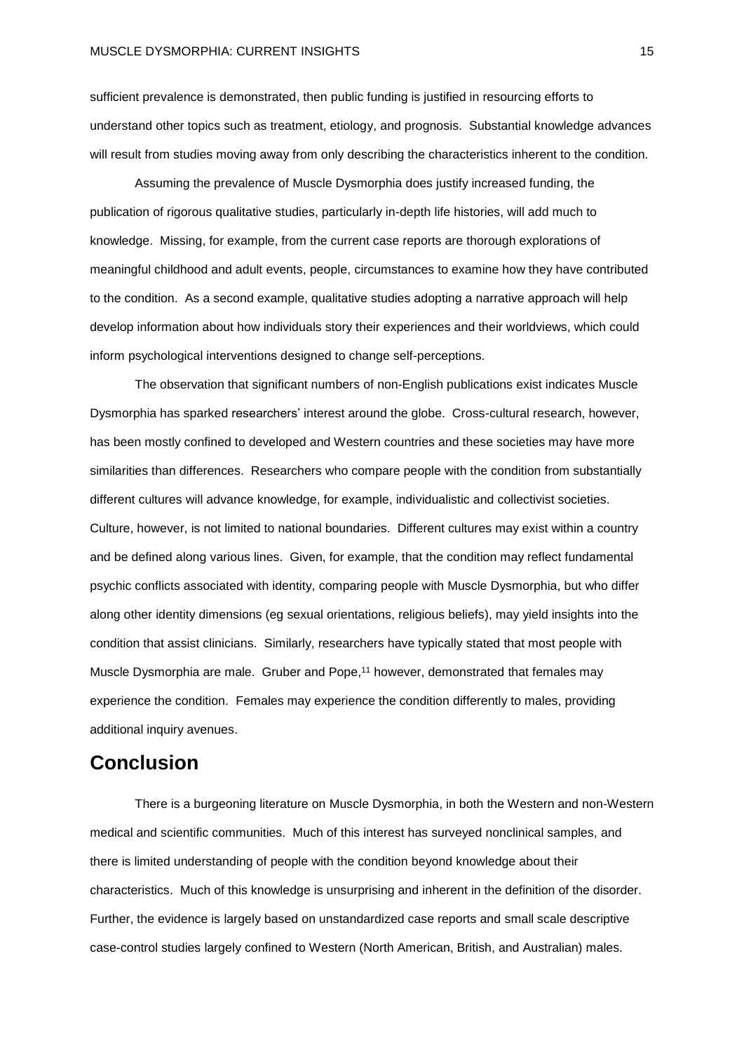sufficient prevalence is demonstrated, then public funding is justified in resourcing efforts to understand other topics such as treatment, etiology, and prognosis. Substantial knowledge advances will result from studies moving away from only describing the characteristics inherent to the condition.

Assuming the prevalence of Muscle Dysmorphia does justify increased funding, the publication of rigorous qualitative studies, particularly in-depth life histories, will add much to knowledge. Missing, for example, from the current case reports are thorough explorations of meaningful childhood and adult events, people, circumstances to examine how they have contributed to the condition. As a second example, qualitative studies adopting a narrative approach will help develop information about how individuals story their experiences and their worldviews, which could inform psychological interventions designed to change self-perceptions.

The observation that significant numbers of non-English publications exist indicates Muscle Dysmorphia has sparked researchers' interest around the globe. Cross-cultural research, however, has been mostly confined to developed and Western countries and these societies may have more similarities than differences. Researchers who compare people with the condition from substantially different cultures will advance knowledge, for example, individualistic and collectivist societies. Culture, however, is not limited to national boundaries. Different cultures may exist within a country and be defined along various lines. Given, for example, that the condition may reflect fundamental psychic conflicts associated with identity, comparing people with Muscle Dysmorphia, but who differ along other identity dimensions (eg sexual orientations, religious beliefs), may yield insights into the condition that assist clinicians. Similarly, researchers have typically stated that most people with Muscle Dysmorphia are male. Gruber and Pope,[11] however, demonstrated that females may experience the condition. Females may experience the condition differently to males, providing additional inquiry avenues.

## Conclusion

There is a burgeoning literature on Muscle Dysmorphia, in both the Western and non-Western medical and scientific communities. Much of this interest has surveyed nonclinical samples, and there is limited understanding of people with the condition beyond knowledge about their characteristics. Much of this knowledge is unsurprising and inherent in the definition of the disorder. Further, the evidence is largely based on unstandardized case reports and small scale descriptive case-control studies largely confined to Western (North American, British, and Australian) males.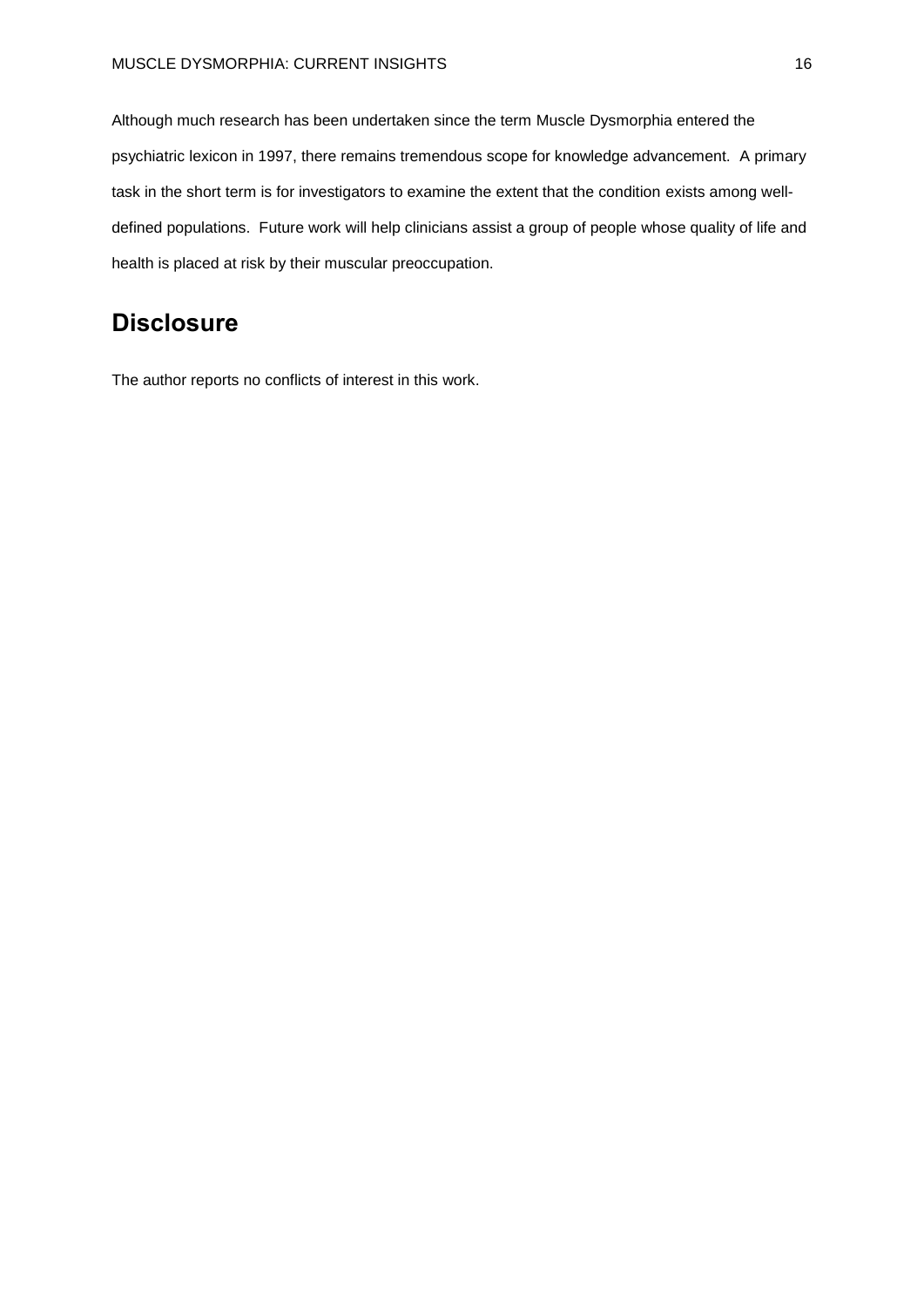Although much research has been undertaken since the term Muscle Dysmorphia entered the psychiatric lexicon in 1997, there remains tremendous scope for knowledge advancement. A primary task in the short term is for investigators to examine the extent that the condition exists among well-defined populations. Future work will help clinicians assist a group of people whose quality of life and health is placed at risk by their muscular preoccupation.

## Disclosure

The author reports no conflicts of interest in this work.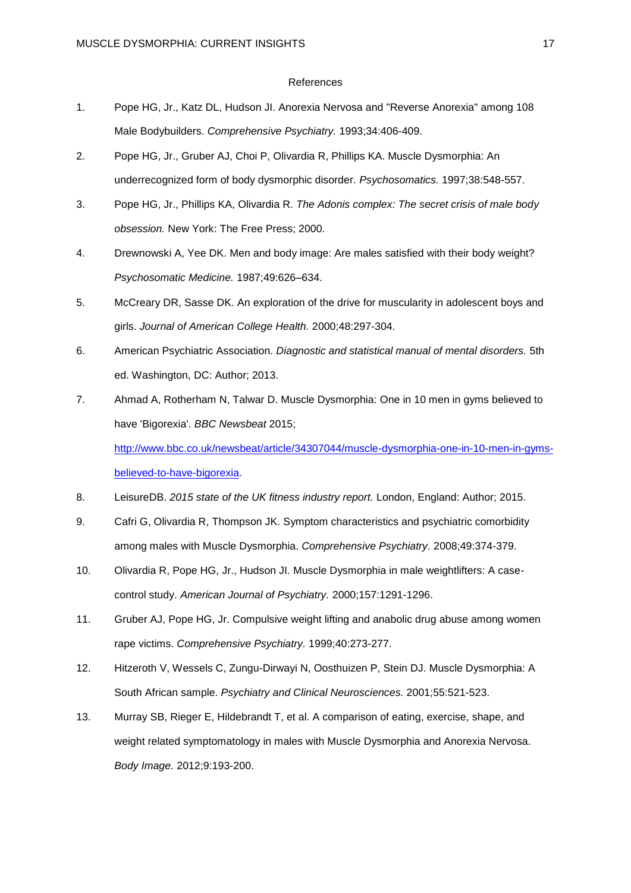# References

1. Pope HG, Jr., Katz DL, Hudson JI. Anorexia Nervosa and "Reverse Anorexia" among 108 Male Bodybuilders. *Comprehensive Psychiatry.* 1993;34:406-409.
2. Pope HG, Jr., Gruber AJ, Choi P, Olivardia R, Phillips KA. Muscle Dysmorphia: An underrecognized form of body dysmorphic disorder. *Psychosomatics.* 1997;38:548-557.
3. Pope HG, Jr., Phillips KA, Olivardia R. *The Adonis complex: The secret crisis of male body obsession.* New York: The Free Press; 2000.
4. Drewnowski A, Yee DK. Men and body image: Are males satisfied with their body weight? *Psychosomatic Medicine.* 1987;49:626–634.
5. McCreary DR, Sasse DK. An exploration of the drive for muscularity in adolescent boys and girls. *Journal of American College Health.* 2000;48:297-304.
6. American Psychiatric Association. *Diagnostic and statistical manual of mental disorders.* 5th ed. Washington, DC: Author; 2013.
7. Ahmad A, Rotherham N, Talwar D. Muscle Dysmorphia: One in 10 men in gyms believed to have 'Bigorexia'. *BBC Newsbeat* 2015; http://www.bbc.co.uk/newsbeat/article/34307044/muscle-dysmorphia-one-in-10-men-in-gyms-believed-to-have-bigorexia.
8. LeisureDB. *2015 state of the UK fitness industry report.* London, England: Author; 2015.
9. Cafri G, Olivardia R, Thompson JK. Symptom characteristics and psychiatric comorbidity among males with Muscle Dysmorphia. *Comprehensive Psychiatry.* 2008;49:374-379.
10. Olivardia R, Pope HG, Jr., Hudson JI. Muscle Dysmorphia in male weightlifters: A case-control study. *American Journal of Psychiatry.* 2000;157:1291-1296.
11. Gruber AJ, Pope HG, Jr. Compulsive weight lifting and anabolic drug abuse among women rape victims. *Comprehensive Psychiatry.* 1999;40:273-277.
12. Hitzeroth V, Wessels C, Zungu-Dirwayi N, Oosthuizen P, Stein DJ. Muscle Dysmorphia: A South African sample. *Psychiatry and Clinical Neurosciences.* 2001;55:521-523.
13. Murray SB, Rieger E, Hildebrandt T, et al. A comparison of eating, exercise, shape, and weight related symptomatology in males with Muscle Dysmorphia and Anorexia Nervosa. *Body Image.* 2012;9:193-200.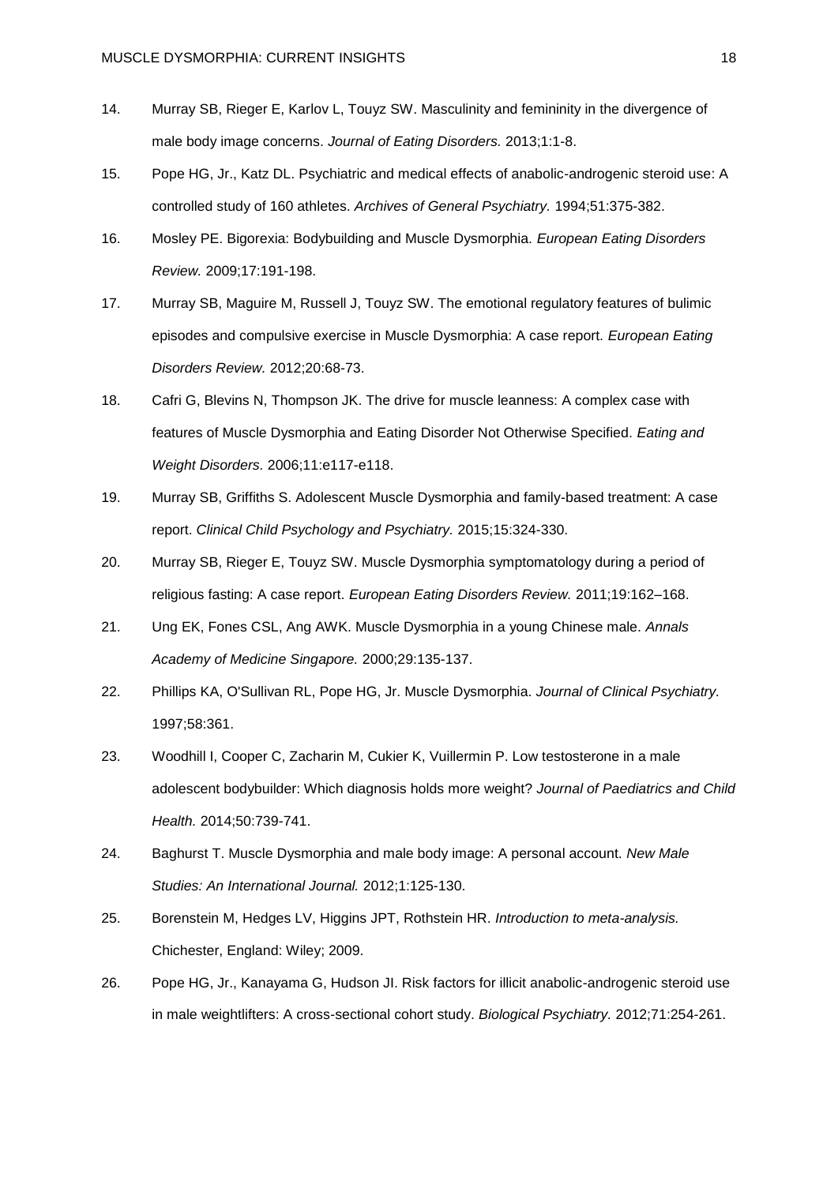14. Murray SB, Rieger E, Karlov L, Touyz SW. Masculinity and femininity in the divergence of male body image concerns. *Journal of Eating Disorders.* 2013;1:1-8.
15. Pope HG, Jr., Katz DL. Psychiatric and medical effects of anabolic-androgenic steroid use: A controlled study of 160 athletes. *Archives of General Psychiatry.* 1994;51:375-382.
16. Mosley PE. Bigorexia: Bodybuilding and Muscle Dysmorphia. *European Eating Disorders Review.* 2009;17:191-198.
17. Murray SB, Maguire M, Russell J, Touyz SW. The emotional regulatory features of bulimic episodes and compulsive exercise in Muscle Dysmorphia: A case report. *European Eating Disorders Review.* 2012;20:68-73.
18. Cafri G, Blevins N, Thompson JK. The drive for muscle leanness: A complex case with features of Muscle Dysmorphia and Eating Disorder Not Otherwise Specified. *Eating and Weight Disorders.* 2006;11:e117-e118.
19. Murray SB, Griffiths S. Adolescent Muscle Dysmorphia and family-based treatment: A case report. *Clinical Child Psychology and Psychiatry.* 2015;15:324-330.
20. Murray SB, Rieger E, Touyz SW. Muscle Dysmorphia symptomatology during a period of religious fasting: A case report. *European Eating Disorders Review.* 2011;19:162–168.
21. Ung EK, Fones CSL, Ang AWK. Muscle Dysmorphia in a young Chinese male. *Annals Academy of Medicine Singapore.* 2000;29:135-137.
22. Phillips KA, O'Sullivan RL, Pope HG, Jr. Muscle Dysmorphia. *Journal of Clinical Psychiatry.* 1997;58:361.
23. Woodhill I, Cooper C, Zacharin M, Cukier K, Vuillermin P. Low testosterone in a male adolescent bodybuilder: Which diagnosis holds more weight? *Journal of Paediatrics and Child Health.* 2014;50:739-741.
24. Baghurst T. Muscle Dysmorphia and male body image: A personal account. *New Male Studies: An International Journal.* 2012;1:125-130.
25. Borenstein M, Hedges LV, Higgins JPT, Rothstein HR. *Introduction to meta-analysis.* Chichester, England: Wiley; 2009.
26. Pope HG, Jr., Kanayama G, Hudson JI. Risk factors for illicit anabolic-androgenic steroid use in male weightlifters: A cross-sectional cohort study. *Biological Psychiatry.* 2012;71:254-261.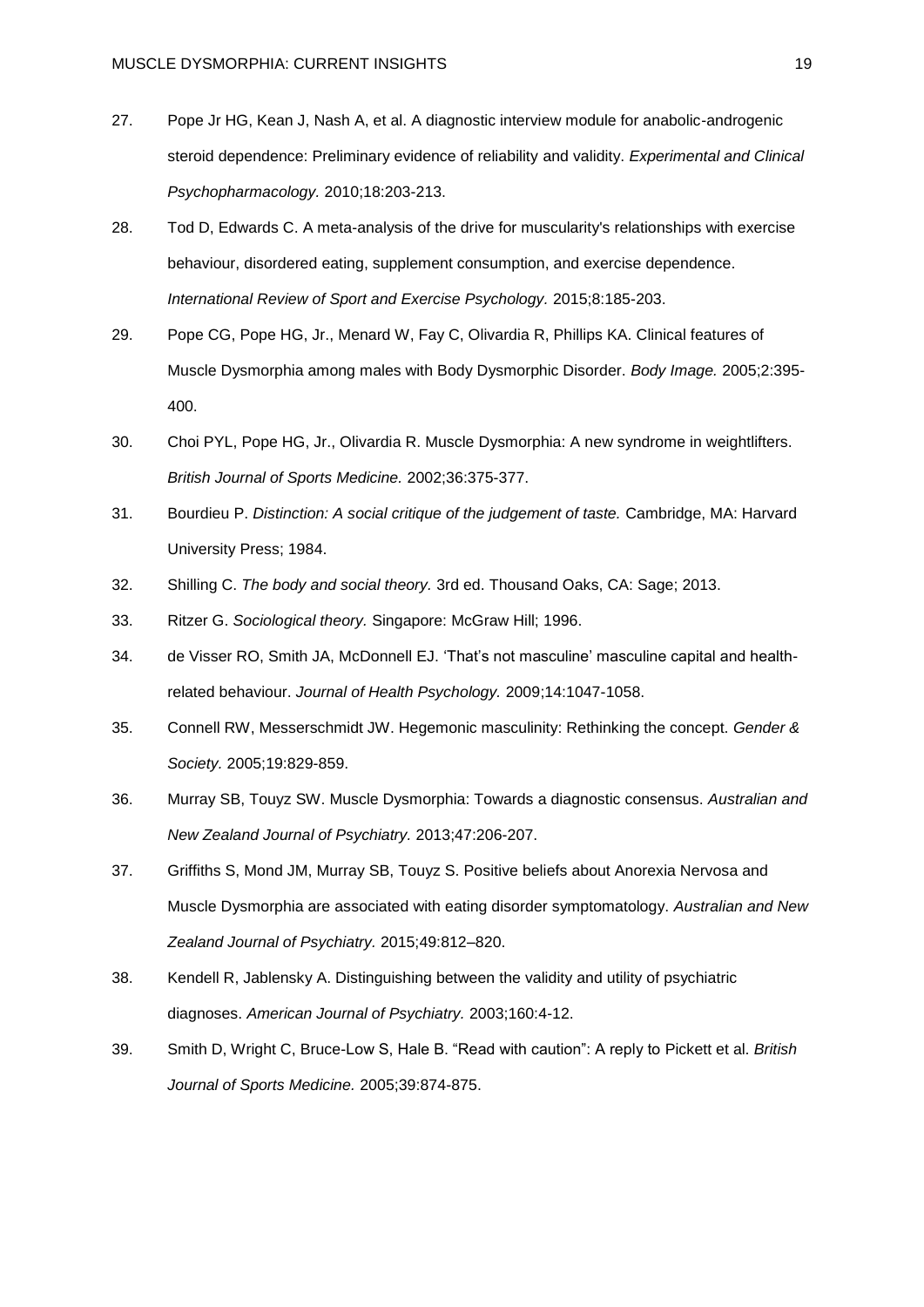27. Pope Jr HG, Kean J, Nash A, et al. A diagnostic interview module for anabolic-androgenic steroid dependence: Preliminary evidence of reliability and validity. *Experimental and Clinical Psychopharmacology.* 2010;18:203-213.
28. Tod D, Edwards C. A meta-analysis of the drive for muscularity's relationships with exercise behaviour, disordered eating, supplement consumption, and exercise dependence. *International Review of Sport and Exercise Psychology.* 2015;8:185-203.
29. Pope CG, Pope HG, Jr., Menard W, Fay C, Olivardia R, Phillips KA. Clinical features of Muscle Dysmorphia among males with Body Dysmorphic Disorder. *Body Image.* 2005;2:395-400.
30. Choi PYL, Pope HG, Jr., Olivardia R. Muscle Dysmorphia: A new syndrome in weightlifters. *British Journal of Sports Medicine.* 2002;36:375-377.
31. Bourdieu P. *Distinction: A social critique of the judgement of taste.* Cambridge, MA: Harvard University Press; 1984.
32. Shilling C. *The body and social theory.* 3rd ed. Thousand Oaks, CA: Sage; 2013.
33. Ritzer G. *Sociological theory.* Singapore: McGraw Hill; 1996.
34. de Visser RO, Smith JA, McDonnell EJ. 'That's not masculine' masculine capital and health-related behaviour. *Journal of Health Psychology.* 2009;14:1047-1058.
35. Connell RW, Messerschmidt JW. Hegemonic masculinity: Rethinking the concept. *Gender & Society.* 2005;19:829-859.
36. Murray SB, Touyz SW. Muscle Dysmorphia: Towards a diagnostic consensus. *Australian and New Zealand Journal of Psychiatry.* 2013;47:206-207.
37. Griffiths S, Mond JM, Murray SB, Touyz S. Positive beliefs about Anorexia Nervosa and Muscle Dysmorphia are associated with eating disorder symptomatology. *Australian and New Zealand Journal of Psychiatry.* 2015;49:812–820.
38. Kendell R, Jablensky A. Distinguishing between the validity and utility of psychiatric diagnoses. *American Journal of Psychiatry.* 2003;160:4-12.
39. Smith D, Wright C, Bruce-Low S, Hale B. "Read with caution": A reply to Pickett et al. *British Journal of Sports Medicine.* 2005;39:874-875.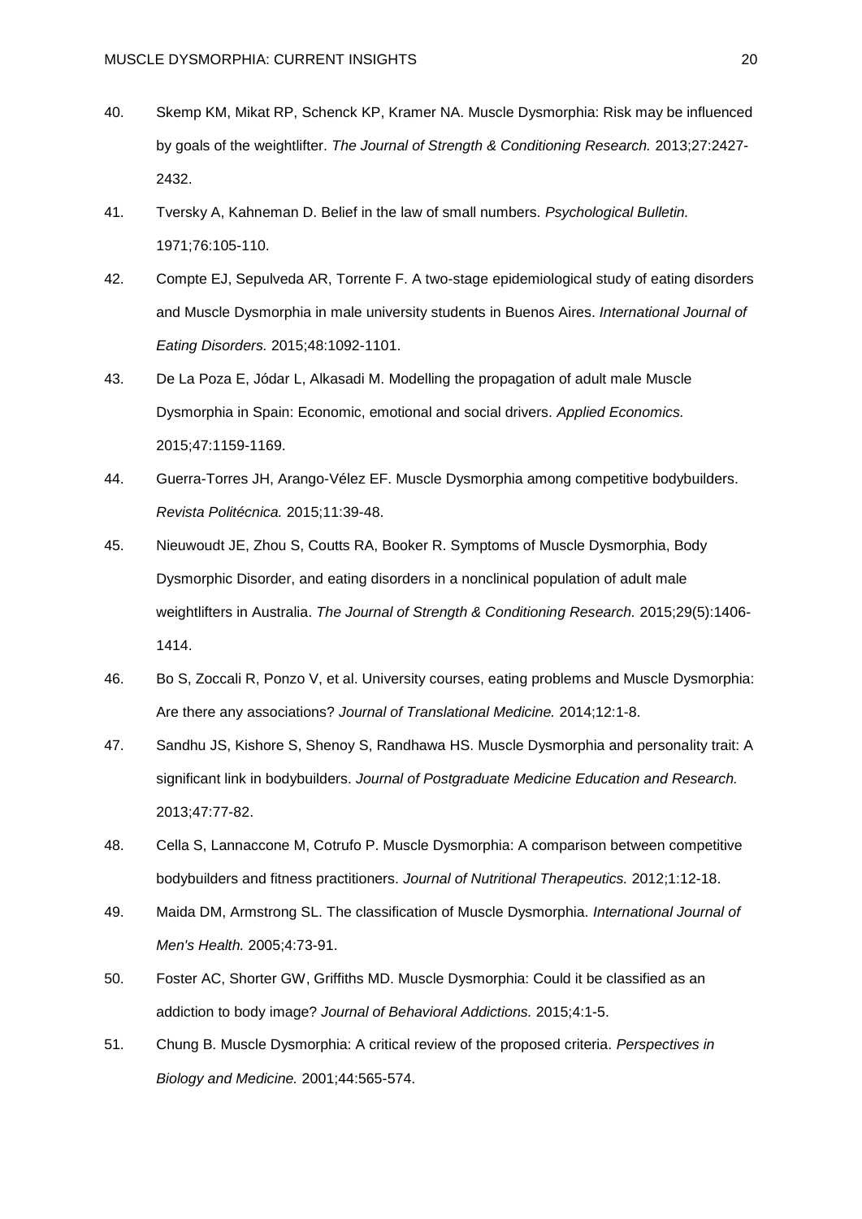40. Skemp KM, Mikat RP, Schenck KP, Kramer NA. Muscle Dysmorphia: Risk may be influenced by goals of the weightlifter. *The Journal of Strength & Conditioning Research.* 2013;27:2427-2432.
41. Tversky A, Kahneman D. Belief in the law of small numbers. *Psychological Bulletin.* 1971;76:105-110.
42. Compte EJ, Sepulveda AR, Torrente F. A two-stage epidemiological study of eating disorders and Muscle Dysmorphia in male university students in Buenos Aires. *International Journal of Eating Disorders.* 2015;48:1092-1101.
43. De La Poza E, Jódar L, Alkasadi M. Modelling the propagation of adult male Muscle Dysmorphia in Spain: Economic, emotional and social drivers. *Applied Economics.* 2015;47:1159-1169.
44. Guerra-Torres JH, Arango-Vélez EF. Muscle Dysmorphia among competitive bodybuilders. *Revista Politécnica.* 2015;11:39-48.
45. Nieuwoudt JE, Zhou S, Coutts RA, Booker R. Symptoms of Muscle Dysmorphia, Body Dysmorphic Disorder, and eating disorders in a nonclinical population of adult male weightlifters in Australia. *The Journal of Strength & Conditioning Research.* 2015;29(5):1406-1414.
46. Bo S, Zoccali R, Ponzo V, et al. University courses, eating problems and Muscle Dysmorphia: Are there any associations? *Journal of Translational Medicine.* 2014;12:1-8.
47. Sandhu JS, Kishore S, Shenoy S, Randhawa HS. Muscle Dysmorphia and personality trait: A significant link in bodybuilders. *Journal of Postgraduate Medicine Education and Research.* 2013;47:77-82.
48. Cella S, Lannaccone M, Cotrufo P. Muscle Dysmorphia: A comparison between competitive bodybuilders and fitness practitioners. *Journal of Nutritional Therapeutics.* 2012;1:12-18.
49. Maida DM, Armstrong SL. The classification of Muscle Dysmorphia. *International Journal of Men's Health.* 2005;4:73-91.
50. Foster AC, Shorter GW, Griffiths MD. Muscle Dysmorphia: Could it be classified as an addiction to body image? *Journal of Behavioral Addictions.* 2015;4:1-5.
51. Chung B. Muscle Dysmorphia: A critical review of the proposed criteria. *Perspectives in Biology and Medicine.* 2001;44:565-574.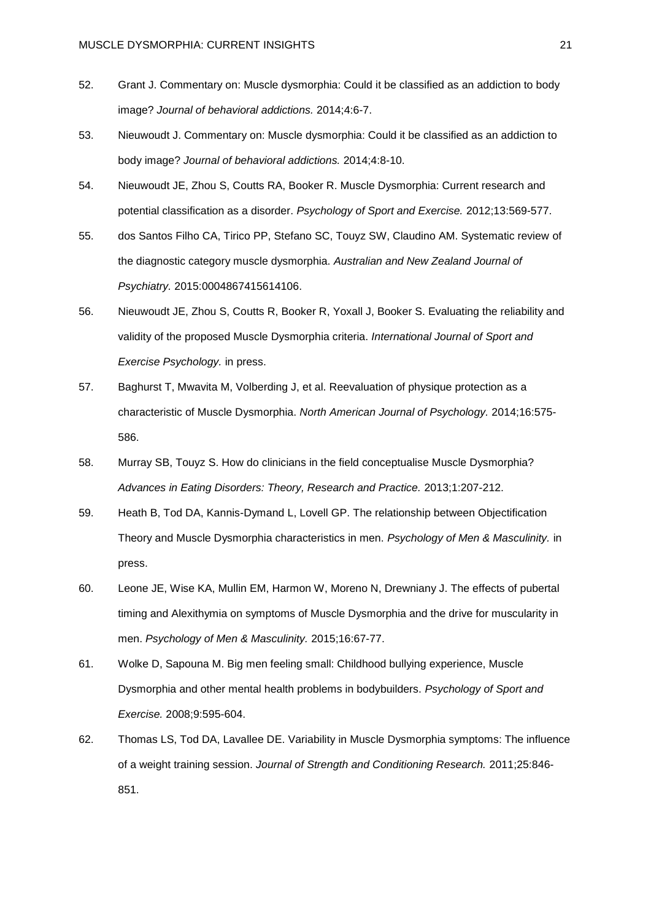52. Grant J. Commentary on: Muscle dysmorphia: Could it be classified as an addiction to body image? *Journal of behavioral addictions.* 2014;4:6-7.

53. Nieuwoudt J. Commentary on: Muscle dysmorphia: Could it be classified as an addiction to body image? *Journal of behavioral addictions.* 2014;4:8-10.

54. Nieuwoudt JE, Zhou S, Coutts RA, Booker R. Muscle Dysmorphia: Current research and potential classification as a disorder. *Psychology of Sport and Exercise.* 2012;13:569-577.

55. dos Santos Filho CA, Tirico PP, Stefano SC, Touyz SW, Claudino AM. Systematic review of the diagnostic category muscle dysmorphia. *Australian and New Zealand Journal of Psychiatry.* 2015:0004867415614106.

56. Nieuwoudt JE, Zhou S, Coutts R, Booker R, Yoxall J, Booker S. Evaluating the reliability and validity of the proposed Muscle Dysmorphia criteria. *International Journal of Sport and Exercise Psychology.* in press.

57. Baghurst T, Mwavita M, Volberding J, et al. Reevaluation of physique protection as a characteristic of Muscle Dysmorphia. *North American Journal of Psychology.* 2014;16:575-586.

58. Murray SB, Touyz S. How do clinicians in the field conceptualise Muscle Dysmorphia? *Advances in Eating Disorders: Theory, Research and Practice.* 2013;1:207-212.

59. Heath B, Tod DA, Kannis-Dymand L, Lovell GP. The relationship between Objectification Theory and Muscle Dysmorphia characteristics in men. *Psychology of Men & Masculinity.* in press.

60. Leone JE, Wise KA, Mullin EM, Harmon W, Moreno N, Drewniany J. The effects of pubertal timing and Alexithymia on symptoms of Muscle Dysmorphia and the drive for muscularity in men. *Psychology of Men & Masculinity.* 2015;16:67-77.

61. Wolke D, Sapouna M. Big men feeling small: Childhood bullying experience, Muscle Dysmorphia and other mental health problems in bodybuilders. *Psychology of Sport and Exercise.* 2008;9:595-604.

62. Thomas LS, Tod DA, Lavallee DE. Variability in Muscle Dysmorphia symptoms: The influence of a weight training session. *Journal of Strength and Conditioning Research.* 2011;25:846-851.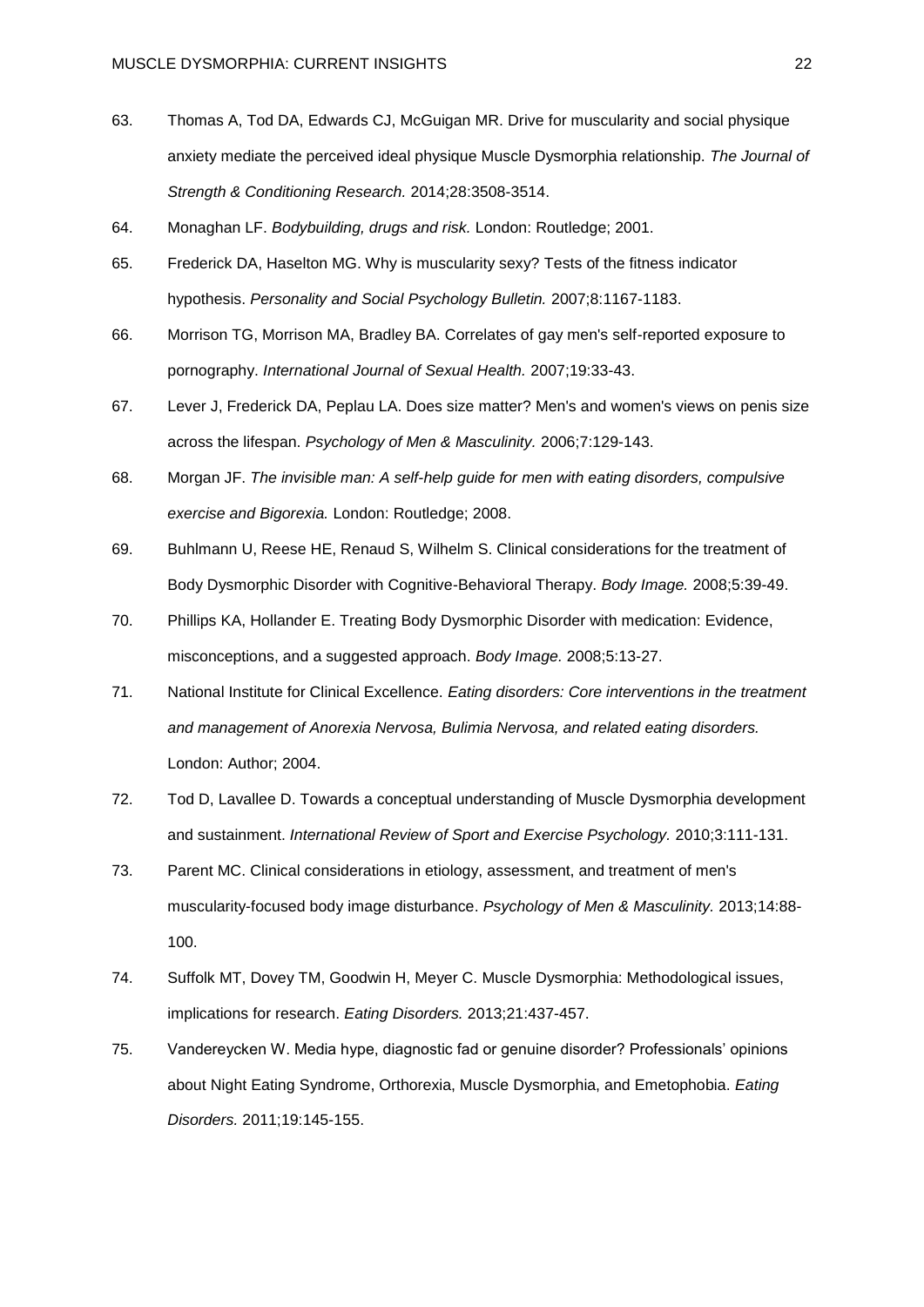63. Thomas A, Tod DA, Edwards CJ, McGuigan MR. Drive for muscularity and social physique anxiety mediate the perceived ideal physique Muscle Dysmorphia relationship. *The Journal of Strength & Conditioning Research.* 2014;28:3508-3514.

64. Monaghan LF. *Bodybuilding, drugs and risk.* London: Routledge; 2001.

65. Frederick DA, Haselton MG. Why is muscularity sexy? Tests of the fitness indicator hypothesis. *Personality and Social Psychology Bulletin.* 2007;8:1167-1183.

66. Morrison TG, Morrison MA, Bradley BA. Correlates of gay men's self-reported exposure to pornography. *International Journal of Sexual Health.* 2007;19:33-43.

67. Lever J, Frederick DA, Peplau LA. Does size matter? Men's and women's views on penis size across the lifespan. *Psychology of Men & Masculinity.* 2006;7:129-143.

68. Morgan JF. *The invisible man: A self-help guide for men with eating disorders, compulsive exercise and Bigorexia.* London: Routledge; 2008.

69. Buhlmann U, Reese HE, Renaud S, Wilhelm S. Clinical considerations for the treatment of Body Dysmorphic Disorder with Cognitive-Behavioral Therapy. *Body Image.* 2008;5:39-49.

70. Phillips KA, Hollander E. Treating Body Dysmorphic Disorder with medication: Evidence, misconceptions, and a suggested approach. *Body Image.* 2008;5:13-27.

71. National Institute for Clinical Excellence. *Eating disorders: Core interventions in the treatment and management of Anorexia Nervosa, Bulimia Nervosa, and related eating disorders.* London: Author; 2004.

72. Tod D, Lavallee D. Towards a conceptual understanding of Muscle Dysmorphia development and sustainment. *International Review of Sport and Exercise Psychology.* 2010;3:111-131.

73. Parent MC. Clinical considerations in etiology, assessment, and treatment of men's muscularity-focused body image disturbance. *Psychology of Men & Masculinity.* 2013;14:88-100.

74. Suffolk MT, Dovey TM, Goodwin H, Meyer C. Muscle Dysmorphia: Methodological issues, implications for research. *Eating Disorders.* 2013;21:437-457.

75. Vandereycken W. Media hype, diagnostic fad or genuine disorder? Professionals' opinions about Night Eating Syndrome, Orthorexia, Muscle Dysmorphia, and Emetophobia. *Eating Disorders.* 2011;19:145-155.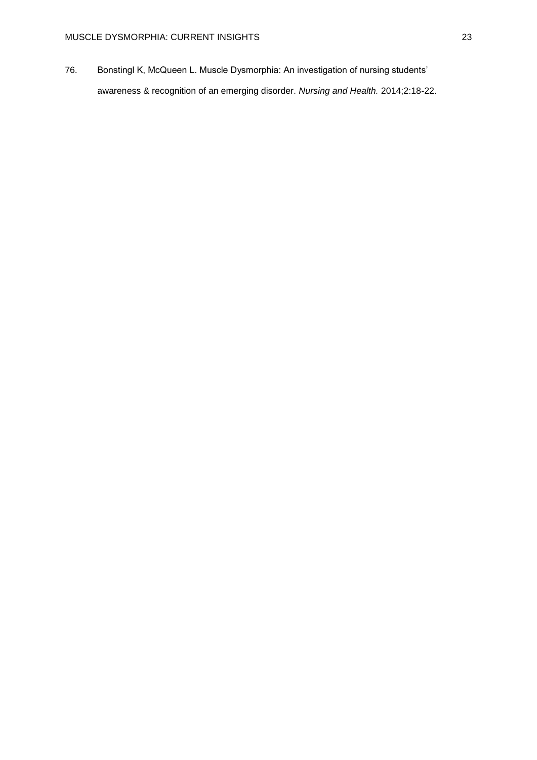76. Bonstingl K, McQueen L. Muscle Dysmorphia: An investigation of nursing students' awareness & recognition of an emerging disorder. *Nursing and Health.* 2014;2:18-22.